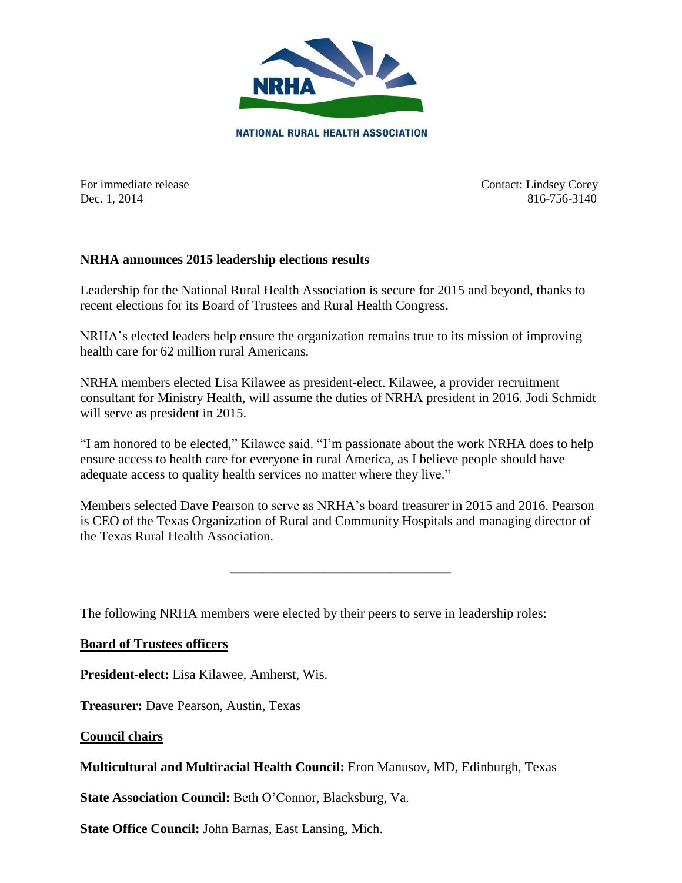NATIONAL RURAL HEALTH ASSOCIATION

For immediate release
Dec. 1, 2014

Contact: Lindsey Corey
816-756-3140

**NRHA announces 2015 leadership elections results**

Leadership for the National Rural Health Association is secure for 2015 and beyond, thanks to recent elections for its Board of Trustees and Rural Health Congress.

NRHA's elected leaders help ensure the organization remains true to its mission of improving health care for 62 million rural Americans.

NRHA members elected Lisa Kilawee as president-elect. Kilawee, a provider recruitment consultant for Ministry Health, will assume the duties of NRHA president in 2016. Jodi Schmidt will serve as president in 2015.

"I am honored to be elected," Kilawee said. "I'm passionate about the work NRHA does to help ensure access to health care for everyone in rural America, as I believe people should have adequate access to quality health services no matter where they live."

Members selected Dave Pearson to serve as NRHA's board treasurer in 2015 and 2016. Pearson is CEO of the Texas Organization of Rural and Community Hospitals and managing director of the Texas Rural Health Association.

---

The following NRHA members were elected by their peers to serve in leadership roles:

**Board of Trustees officers**

**President-elect:** Lisa Kilawee, Amherst, Wis.

**Treasurer:** Dave Pearson, Austin, Texas

**Council chairs**

**Multicultural and Multiracial Health Council:** Eron Manusov, MD, Edinburgh, Texas

**State Association Council:** Beth O'Connor, Blacksburg, Va.

**State Office Council:** John Barnas, East Lansing, Mich.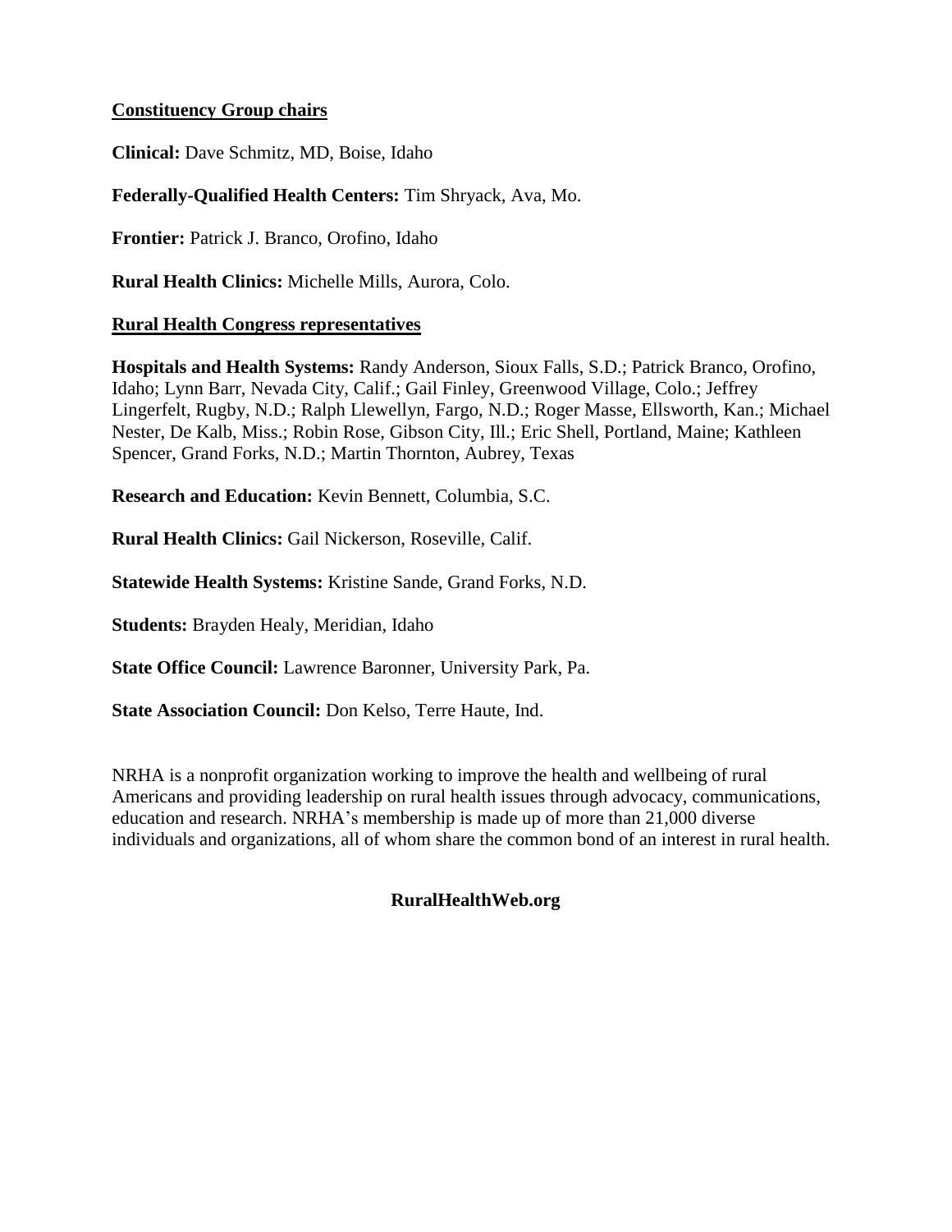**Constituency Group chairs**

**Clinical:** Dave Schmitz, MD, Boise, Idaho

**Federally-Qualified Health Centers:** Tim Shryack, Ava, Mo.

**Frontier:** Patrick J. Branco, Orofino, Idaho

**Rural Health Clinics:** Michelle Mills, Aurora, Colo.

**Rural Health Congress representatives**

**Hospitals and Health Systems:** Randy Anderson, Sioux Falls, S.D.; Patrick Branco, Orofino, Idaho; Lynn Barr, Nevada City, Calif.; Gail Finley, Greenwood Village, Colo.; Jeffrey Lingerfelt, Rugby, N.D.; Ralph Llewellyn, Fargo, N.D.; Roger Masse, Ellsworth, Kan.; Michael Nester, De Kalb, Miss.; Robin Rose, Gibson City, Ill.; Eric Shell, Portland, Maine; Kathleen Spencer, Grand Forks, N.D.; Martin Thornton, Aubrey, Texas

**Research and Education:** Kevin Bennett, Columbia, S.C.

**Rural Health Clinics:** Gail Nickerson, Roseville, Calif.

**Statewide Health Systems:** Kristine Sande, Grand Forks, N.D.

**Students:** Brayden Healy, Meridian, Idaho

**State Office Council:** Lawrence Baronner, University Park, Pa.

**State Association Council:** Don Kelso, Terre Haute, Ind.

NRHA is a nonprofit organization working to improve the health and wellbeing of rural Americans and providing leadership on rural health issues through advocacy, communications, education and research. NRHA's membership is made up of more than 21,000 diverse individuals and organizations, all of whom share the common bond of an interest in rural health.

**RuralHealthWeb.org**